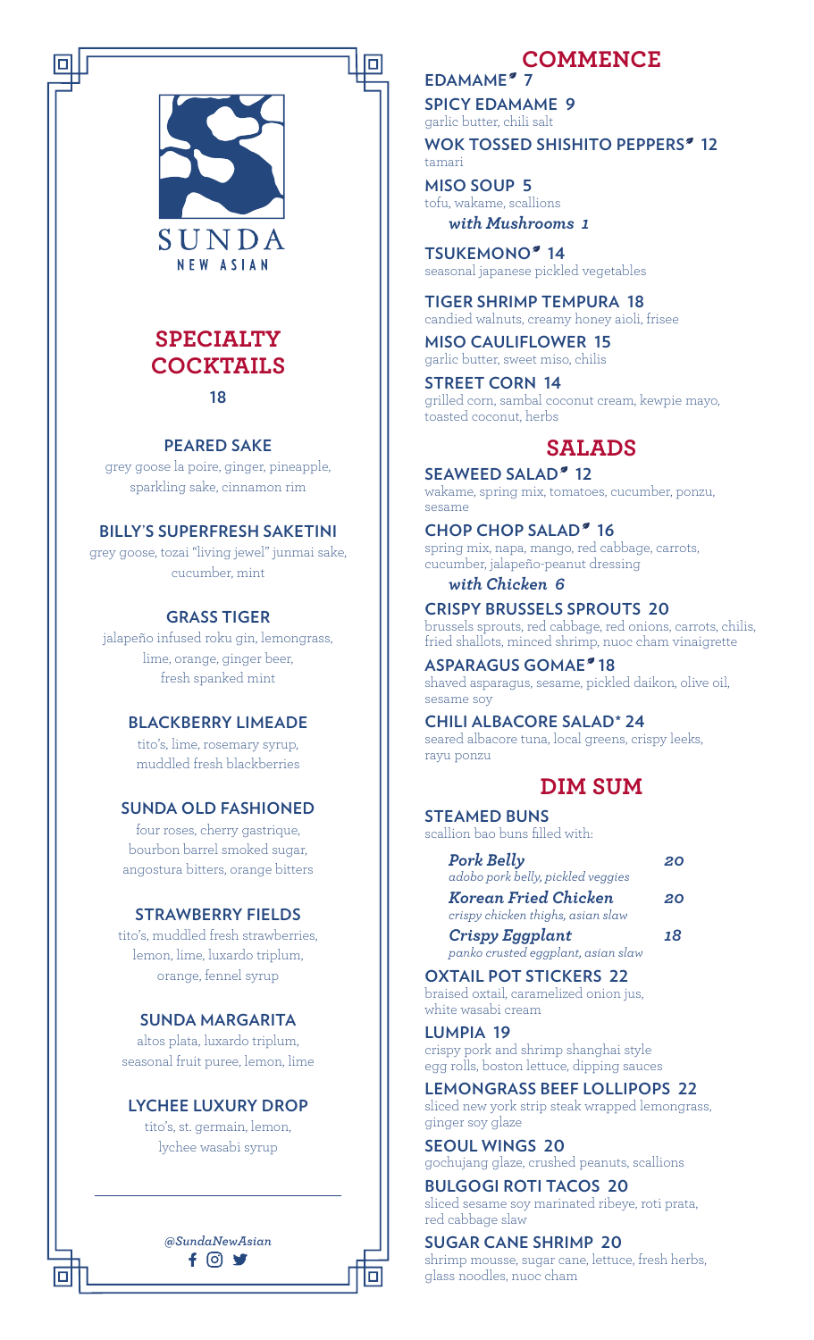# SUNDA
NEW ASIAN

## SPECIALTY COCKTAILS

18

### PEARED SAKE
grey goose la poire, ginger, pineapple, sparkling sake, cinnamon rim

### BILLY'S SUPERFRESH SAKETINI
grey goose, tozai "living jewel" junmai sake, cucumber, mint

### GRASS TIGER
jalapeño infused roku gin, lemongrass, lime, orange, ginger beer, fresh spanked mint

### BLACKBERRY LIMEADE
tito's, lime, rosemary syrup, muddled fresh blackberries

### SUNDA OLD FASHIONED
four roses, cherry gastrique, bourbon barrel smoked sugar, angostura bitters, orange bitters

### STRAWBERRY FIELDS
tito's, muddled fresh strawberries, lemon, lime, luxardo triplum, orange, fennel syrup

### SUNDA MARGARITA
altos plata, luxardo triplum, seasonal fruit puree, lemon, lime

### LYCHEE LUXURY DROP
tito's, st. germain, lemon, lychee wasabi syrup

*@SundaNewAsian*

## COMMENCE

**EDAMAME 7**

**SPICY EDAMAME 9**
garlic butter, chili salt

**WOK TOSSED SHISHITO PEPPERS 12**
tamari

**MISO SOUP 5**
tofu, wakame, scallions
*with Mushrooms 1*

**TSUKEMONO 14**
seasonal japanese pickled vegetables

**TIGER SHRIMP TEMPURA 18**
candied walnuts, creamy honey aioli, frisee

**MISO CAULIFLOWER 15**
garlic butter, sweet miso, chilis

**STREET CORN 14**
grilled corn, sambal coconut cream, kewpie mayo, toasted coconut, herbs

## SALADS

**SEAWEED SALAD 12**
wakame, spring mix, tomatoes, cucumber, ponzu, sesame

**CHOP CHOP SALAD 16**
spring mix, napa, mango, red cabbage, carrots, cucumber, jalapeño-peanut dressing
*with Chicken 6*

**CRISPY BRUSSELS SPROUTS 20**
brussels sprouts, red cabbage, red onions, carrots, chilis, fried shallots, minced shrimp, nuoc cham vinaigrette

**ASPARAGUS GOMAE 18**
shaved asparagus, sesame, pickled daikon, olive oil, sesame soy

**CHILI ALBACORE SALAD* 24**
seared albacore tuna, local greens, crispy leeks, rayu ponzu

## DIM SUM

**STEAMED BUNS**
scallion bao buns filled with:

*Pork Belly* 20
*adobo pork belly, pickled veggies*

*Korean Fried Chicken* 20
*crispy chicken thighs, asian slaw*

*Crispy Eggplant* 18
*panko crusted eggplant, asian slaw*

**OXTAIL POT STICKERS 22**
braised oxtail, caramelized onion jus, white wasabi cream

**LUMPIA 19**
crispy pork and shrimp shanghai style egg rolls, boston lettuce, dipping sauces

**LEMONGRASS BEEF LOLLIPOPS 22**
sliced new york strip steak wrapped lemongrass, ginger soy glaze

**SEOUL WINGS 20**
gochujang glaze, crushed peanuts, scallions

**BULGOGI ROTI TACOS 20**
sliced sesame soy marinated ribeye, roti prata, red cabbage slaw

**SUGAR CANE SHRIMP 20**
shrimp mousse, sugar cane, lettuce, fresh herbs, glass noodles, nuoc cham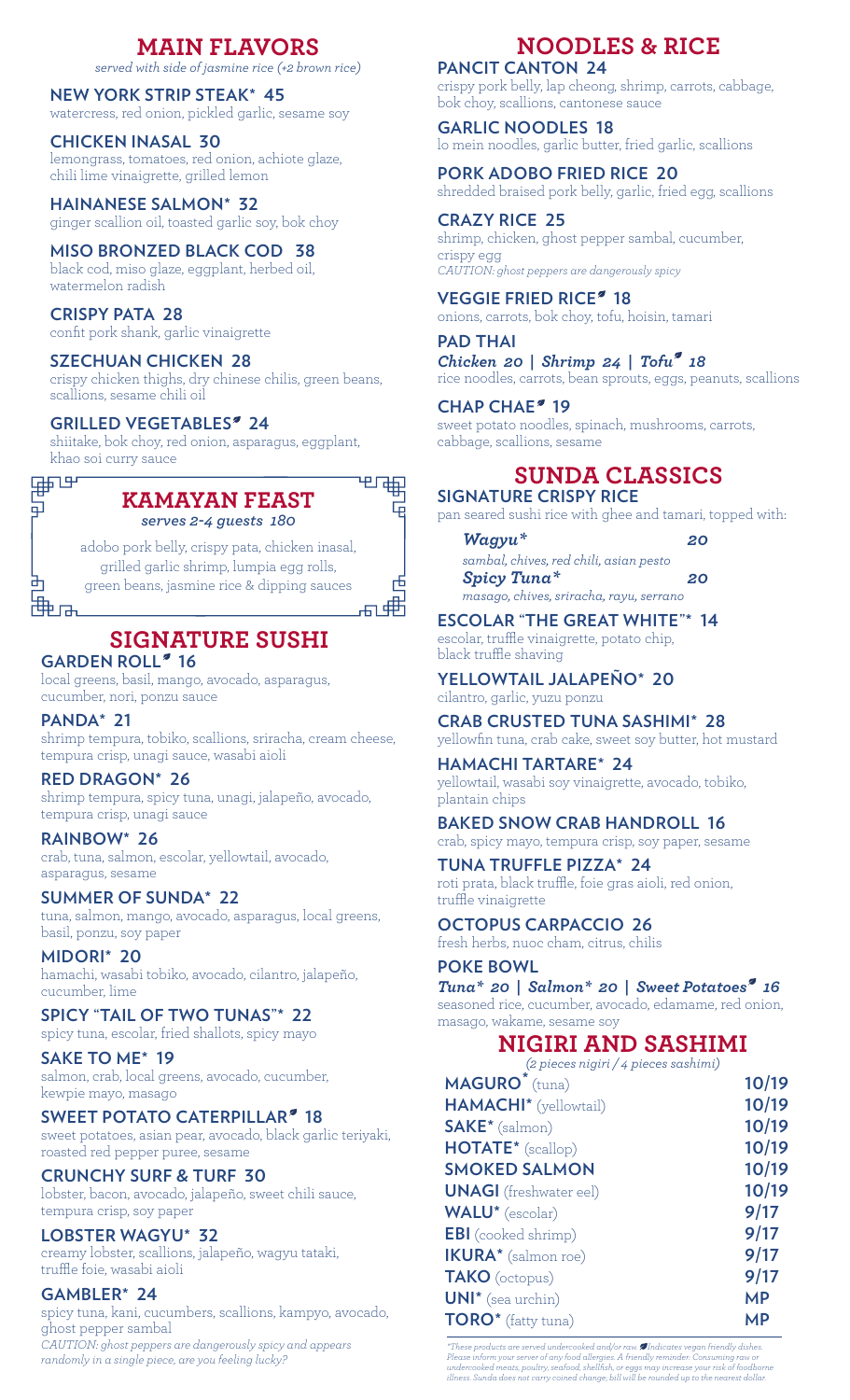# MAIN FLAVORS

*served with side of jasmine rice (+2 brown rice)*

**NEW YORK STRIP STEAK* 45**
watercress, red onion, pickled garlic, sesame soy

**CHICKEN INASAL 30**
lemongrass, tomatoes, red onion, achiote glaze, chili lime vinaigrette, grilled lemon

**HAINANESE SALMON* 32**
ginger scallion oil, toasted garlic soy, bok choy

**MISO BRONZED BLACK COD 38**
black cod, miso glaze, eggplant, herbed oil, watermelon radish

**CRISPY PATA 28**
confit pork shank, garlic vinaigrette

**SZECHUAN CHICKEN 28**
crispy chicken thighs, dry chinese chilis, green beans, scallions, sesame chili oil

**GRILLED VEGETABLES 24**
shiitake, bok choy, red onion, asparagus, eggplant, khao soi curry sauce

## KAMAYAN FEAST

*serves 2-4 guests 180*

adobo pork belly, crispy pata, chicken inasal, grilled garlic shrimp, lumpia egg rolls, green beans, jasmine rice & dipping sauces

# SIGNATURE SUSHI

**GARDEN ROLL 16**
local greens, basil, mango, avocado, asparagus, cucumber, nori, ponzu sauce

**PANDA* 21**
shrimp tempura, tobiko, scallions, sriracha, cream cheese, tempura crisp, unagi sauce, wasabi aioli

**RED DRAGON* 26**
shrimp tempura, spicy tuna, unagi, jalapeño, avocado, tempura crisp, unagi sauce

**RAINBOW* 26**
crab, tuna, salmon, escolar, yellowtail, avocado, asparagus, sesame

**SUMMER OF SUNDA* 22**
tuna, salmon, mango, avocado, asparagus, local greens, basil, ponzu, soy paper

**MIDORI* 20**
hamachi, wasabi tobiko, avocado, cilantro, jalapeño, cucumber, lime

**SPICY "TAIL OF TWO TUNAS"* 22**
spicy tuna, escolar, fried shallots, spicy mayo

**SAKE TO ME* 19**
salmon, crab, local greens, avocado, cucumber, kewpie mayo, masago

**SWEET POTATO CATERPILLAR 18**
sweet potatoes, asian pear, avocado, black garlic teriyaki, roasted red pepper puree, sesame

**CRUNCHY SURF & TURF 30**
lobster, bacon, avocado, jalapeño, sweet chili sauce, tempura crisp, soy paper

**LOBSTER WAGYU* 32**
creamy lobster, scallions, jalapeño, wagyu tataki, truffle foie, wasabi aioli

**GAMBLER* 24**
spicy tuna, kani, cucumbers, scallions, kampyo, avocado, ghost pepper sambal
*CAUTION: ghost peppers are dangerously spicy and appears randomly in a single piece, are you feeling lucky?*

# NOODLES & RICE

**PANCIT CANTON 24**
crispy pork belly, lap cheong, shrimp, carrots, cabbage, bok choy, scallions, cantonese sauce

**GARLIC NOODLES 18**
lo mein noodles, garlic butter, fried garlic, scallions

**PORK ADOBO FRIED RICE 20**
shredded braised pork belly, garlic, fried egg, scallions

**CRAZY RICE 25**
shrimp, chicken, ghost pepper sambal, cucumber, crispy egg
*CAUTION: ghost peppers are dangerously spicy*

**VEGGIE FRIED RICE 18**
onions, carrots, bok choy, tofu, hoisin, tamari

**PAD THAI**
***Chicken 20 | Shrimp 24 | Tofu 18***
rice noodles, carrots, bean sprouts, eggs, peanuts, scallions

**CHAP CHAE 19**
sweet potato noodles, spinach, mushrooms, carrots, cabbage, scallions, sesame

# SUNDA CLASSICS

**SIGNATURE CRISPY RICE**
pan seared sushi rice with ghee and tamari, topped with:

***Wagyu** 20*
*sambal, chives, red chili, asian pesto*

***Spicy Tuna** 20*
*masago, chives, sriracha, rayu, serrano*

**ESCOLAR "THE GREAT WHITE"* 14**
escolar, truffle vinaigrette, potato chip, black truffle shaving

**YELLOWTAIL JALAPEÑO* 20**
cilantro, garlic, yuzu ponzu

**CRAB CRUSTED TUNA SASHIMI* 28**
yellowfin tuna, crab cake, sweet soy butter, hot mustard

**HAMACHI TARTARE* 24**
yellowtail, wasabi soy vinaigrette, avocado, tobiko, plantain chips

**BAKED SNOW CRAB HANDROLL 16**
crab, spicy mayo, tempura crisp, soy paper, sesame

**TUNA TRUFFLE PIZZA* 24**
roti prata, black truffle, foie gras aioli, red onion, truffle vinaigrette

**OCTOPUS CARPACCIO 26**
fresh herbs, nuoc cham, citrus, chilis

**POKE BOWL**
***Tuna* 20 | Salmon* 20 | Sweet Potatoes 16***
seasoned rice, cucumber, avocado, edamame, red onion, masago, wakame, sesame soy

# NIGIRI AND SASHIMI

*(2 pieces nigiri / 4 pieces sashimi)*

| | |
|---|---|
| **MAGURO*** (tuna) | 10/19 |
| **HAMACHI*** (yellowtail) | 10/19 |
| **SAKE*** (salmon) | 10/19 |
| **HOTATE*** (scallop) | 10/19 |
| **SMOKED SALMON** | 10/19 |
| **UNAGI** (freshwater eel) | 10/19 |
| **WALU*** (escolar) | 9/17 |
| **EBI** (cooked shrimp) | 9/17 |
| **IKURA*** (salmon roe) | 9/17 |
| **TAKO** (octopus) | 9/17 |
| **UNI*** (sea urchin) | MP |
| **TORO*** (fatty tuna) | MP |

*These products are served undercooked and/or raw. Indicates vegan friendly dishes. Please inform your server of any food allergies. A friendly reminder: Consuming raw or undercooked meats, poultry, seafood, shellfish, or eggs may increase your risk of foodborne illness. Sunda does not carry coined change; bill will be rounded up to the nearest dollar.*